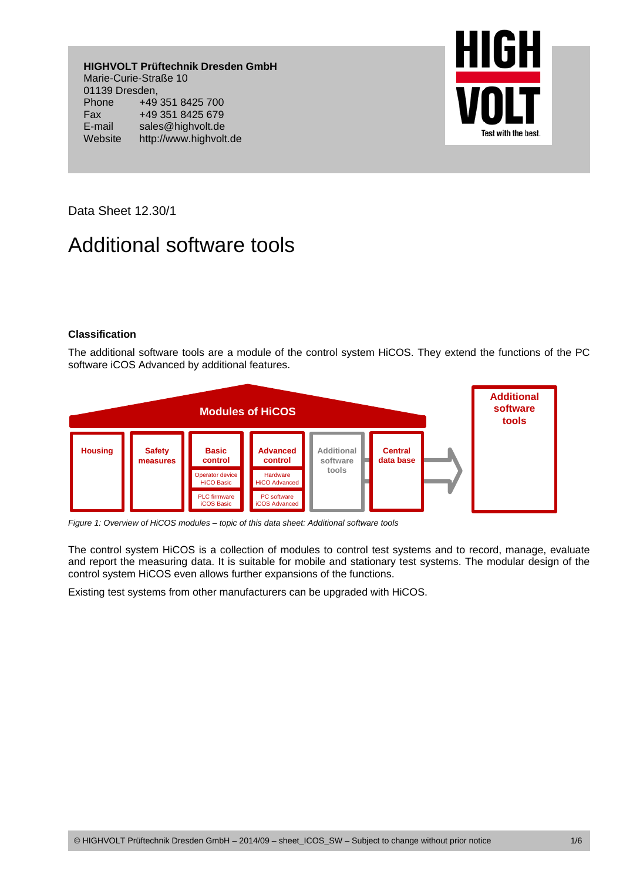**HIGHVOLT Prüftechnik Dresden GmbH**
Marie-Curie-Straße 10
01139 Dresden,

Phone +49 351 8425 700
Fax +49 351 8425 679
E-mail sales@highvolt.de
Website http://www.highvolt.de

Data Sheet 12.30/1

# Additional software tools

### Classification

The additional software tools are a module of the control system HiCOS. They extend the functions of the PC software iCOS Advanced by additional features.

*Figure 1: Overview of HiCOS modules – topic of this data sheet: Additional software tools*

The control system HiCOS is a collection of modules to control test systems and to record, manage, evaluate and report the measuring data. It is suitable for mobile and stationary test systems. The modular design of the control system HiCOS even allows further expansions of the functions.

Existing test systems from other manufacturers can be upgraded with HiCOS.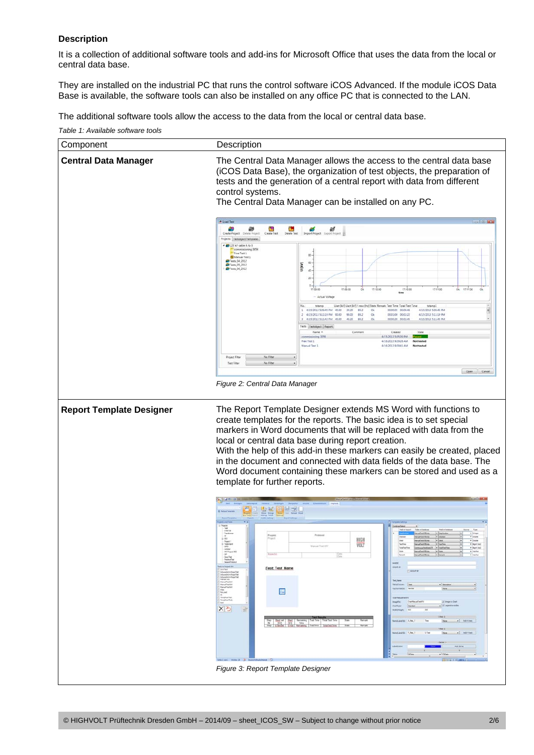### Description

It is a collection of additional software tools and add-ins for Microsoft Office that uses the data from the local or central data base.

They are installed on the industrial PC that runs the control software iCOS Advanced. If the module iCOS Data Base is available, the software tools can also be installed on any office PC that is connected to the LAN.

The additional software tools allow the access to the data from the local or central data base.

*Table 1: Available software tools*

| Component | Description |
|---|---|
| **Central Data Manager** | The Central Data Manager allows the access to the central data base (iCOS Data Base), the organization of test objects, the preparation of tests and the generation of a central report with data from different control systems.<br>The Central Data Manager can be installed on any PC.<br><br>*Figure 2: Central Data Manager* |
| **Report Template Designer** | The Report Template Designer extends MS Word with functions to create templates for the reports. The basic idea is to set special markers in Word documents that will be replaced with data from the local or central data base during report creation.<br>With the help of this add-in these markers can easily be created, placed in the document and connected with data fields of the data base. The Word document containing these markers can be stored and used as a template for further reports.<br><br>*Figure 3: Report Template Designer* |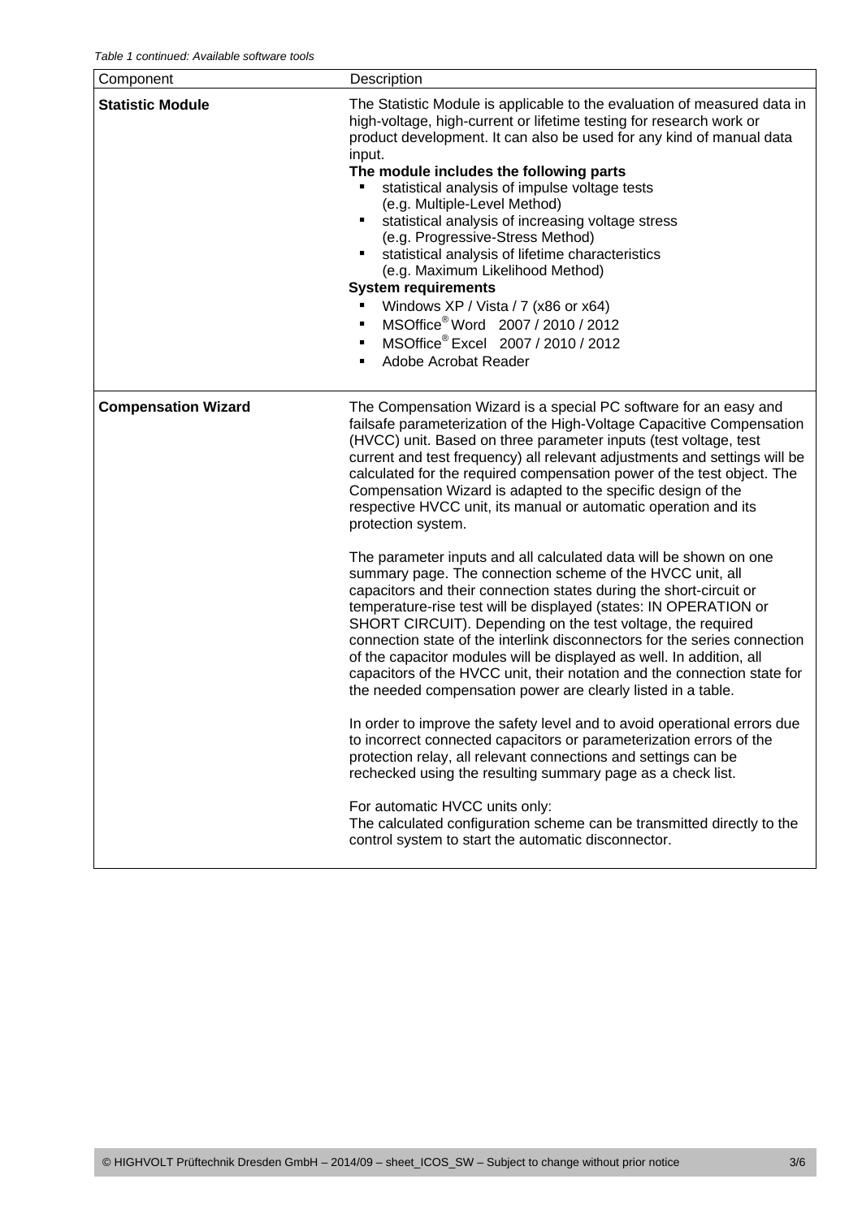*Table 1 continued: Available software tools*

| Component | Description |
|---|---|
| **Statistic Module** | The Statistic Module is applicable to the evaluation of measured data in high-voltage, high-current or lifetime testing for research work or product development. It can also be used for any kind of manual data input.<br>**The module includes the following parts**<br>▪ statistical analysis of impulse voltage tests (e.g. Multiple-Level Method)<br>▪ statistical analysis of increasing voltage stress (e.g. Progressive-Stress Method)<br>▪ statistical analysis of lifetime characteristics (e.g. Maximum Likelihood Method)<br>**System requirements**<br>▪ Windows XP / Vista / 7 (x86 or x64)<br>▪ MSOffice® Word 2007 / 2010 / 2012<br>▪ MSOffice® Excel 2007 / 2010 / 2012<br>▪ Adobe Acrobat Reader |
| **Compensation Wizard** | The Compensation Wizard is a special PC software for an easy and failsafe parameterization of the High-Voltage Capacitive Compensation (HVCC) unit. Based on three parameter inputs (test voltage, test current and test frequency) all relevant adjustments and settings will be calculated for the required compensation power of the test object. The Compensation Wizard is adapted to the specific design of the respective HVCC unit, its manual or automatic operation and its protection system.<br><br>The parameter inputs and all calculated data will be shown on one summary page. The connection scheme of the HVCC unit, all capacitors and their connection states during the short-circuit or temperature-rise test will be displayed (states: IN OPERATION or SHORT CIRCUIT). Depending on the test voltage, the required connection state of the interlink disconnectors for the series connection of the capacitor modules will be displayed as well. In addition, all capacitors of the HVCC unit, their notation and the connection state for the needed compensation power are clearly listed in a table.<br><br>In order to improve the safety level and to avoid operational errors due to incorrect connected capacitors or parameterization errors of the protection relay, all relevant connections and settings can be rechecked using the resulting summary page as a check list.<br><br>For automatic HVCC units only:<br>The calculated configuration scheme can be transmitted directly to the control system to start the automatic disconnector. |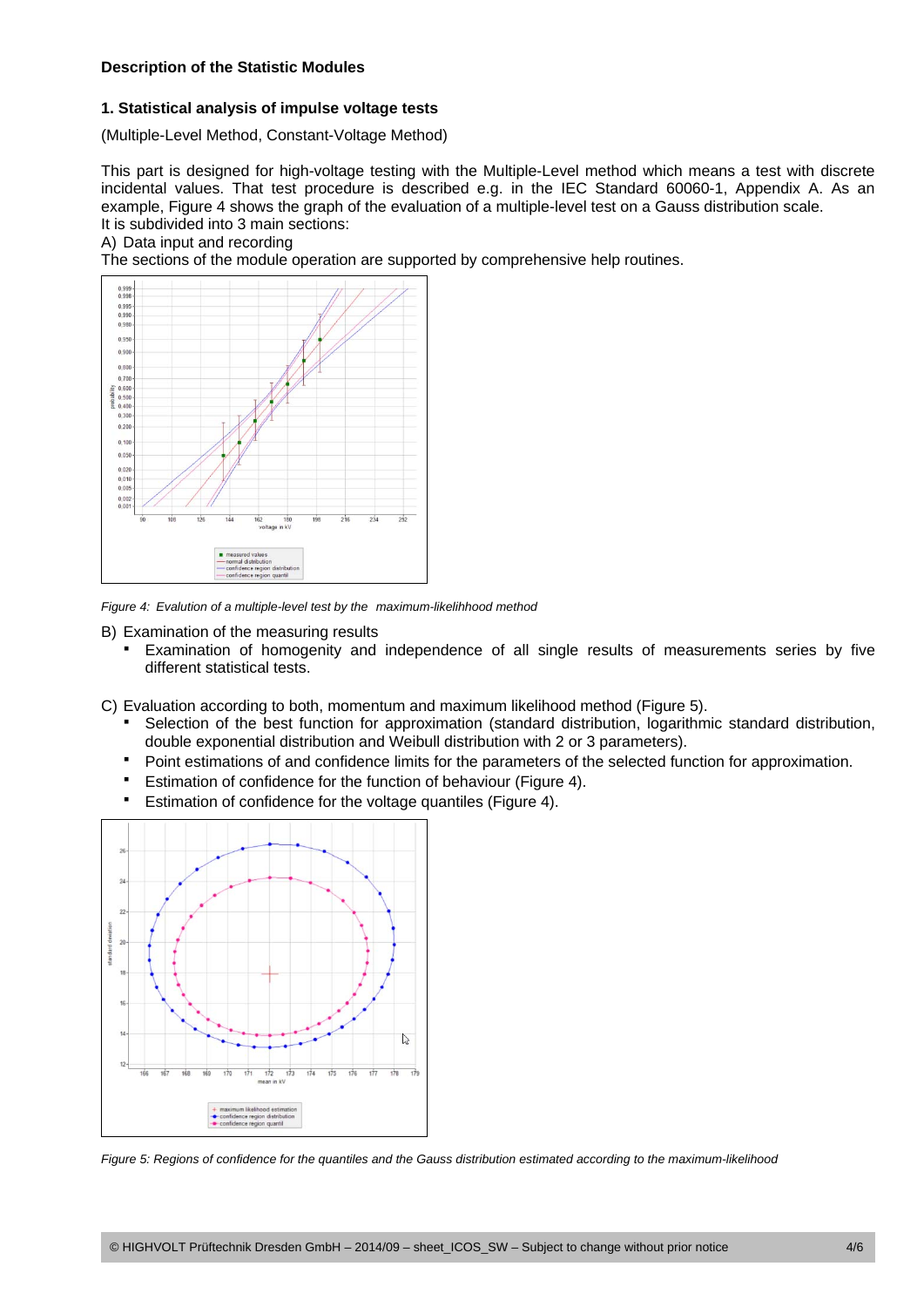**Description of the Statistic Modules**

**1. Statistical analysis of impulse voltage tests**

(Multiple-Level Method, Constant-Voltage Method)

This part is designed for high-voltage testing with the Multiple-Level method which means a test with discrete incidental values. That test procedure is described e.g. in the IEC Standard 60060-1, Appendix A. As an example, Figure 4 shows the graph of the evaluation of a multiple-level test on a Gauss distribution scale.
It is subdivided into 3 main sections:

A) Data input and recording

The sections of the module operation are supported by comprehensive help routines.

*Figure 4: Evalution of a multiple-level test by the maximum-likelihhood method*

B) Examination of the measuring results

- Examination of homogenity and independence of all single results of measurements series by five different statistical tests.

C) Evaluation according to both, momentum and maximum likelihood method (Figure 5).

- Selection of the best function for approximation (standard distribution, logarithmic standard distribution, double exponential distribution and Weibull distribution with 2 or 3 parameters).
- Point estimations of and confidence limits for the parameters of the selected function for approximation.
- Estimation of confidence for the function of behaviour (Figure 4).
- Estimation of confidence for the voltage quantiles (Figure 4).

*Figure 5: Regions of confidence for the quantiles and the Gauss distribution estimated according to the maximum-likelihood*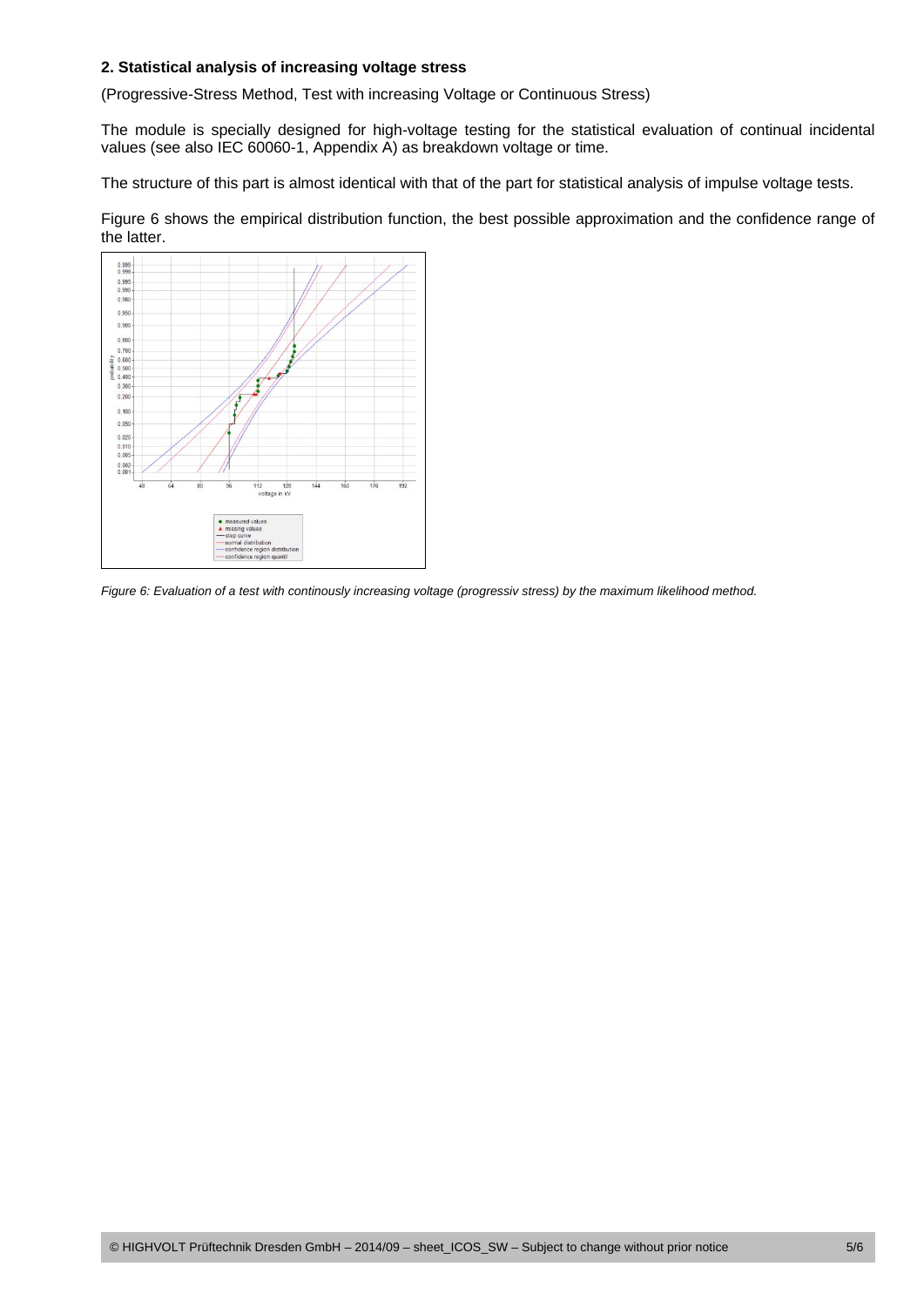## 2. Statistical analysis of increasing voltage stress

(Progressive-Stress Method, Test with increasing Voltage or Continuous Stress)

The module is specially designed for high-voltage testing for the statistical evaluation of continual incidental values (see also IEC 60060-1, Appendix A) as breakdown voltage or time.

The structure of this part is almost identical with that of the part for statistical analysis of impulse voltage tests.

Figure 6 shows the empirical distribution function, the best possible approximation and the confidence range of the latter.

*Figure 6: Evaluation of a test with continously increasing voltage (progressiv stress) by the maximum likelihood method.*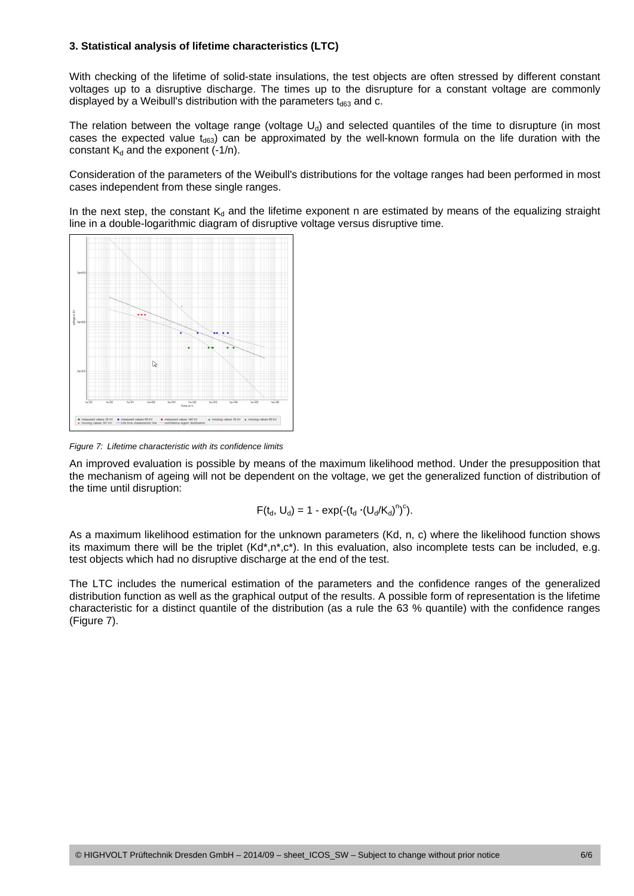### 3. Statistical analysis of lifetime characteristics (LTC)

With checking of the lifetime of solid-state insulations, the test objects are often stressed by different constant voltages up to a disruptive discharge. The times up to the disrupture for a constant voltage are commonly displayed by a Weibull's distribution with the parameters $t_{d63}$ and c.

The relation between the voltage range (voltage $U_d$) and selected quantiles of the time to disrupture (in most cases the expected value $t_{d63}$) can be approximated by the well-known formula on the life duration with the constant $K_d$ and the exponent (-1/n).

Consideration of the parameters of the Weibull's distributions for the voltage ranges had been performed in most cases independent from these single ranges.

In the next step, the constant $K_d$ and the lifetime exponent n are estimated by means of the equalizing straight line in a double-logarithmic diagram of disruptive voltage versus disruptive time.

voltage in kV
1e+03
1e+02
1e+01
1e-03 1e-02 1e-01 1e+00 1e+01 1e+02 1e+03 1e+04 1e+05 1e+06
Time in h
measured values 30 kV, measured values 60 kV, measured values 141 kV, missing values 30 kV, missing values 60 kV, missing values 141 kV, Life time characteristic line, confidence region distribution

*Figure 7: Lifetime characteristic with its confidence limits*

An improved evaluation is possible by means of the maximum likelihood method. Under the presupposition that the mechanism of ageing will not be dependent on the voltage, we get the generalized function of distribution of the time until disruption:

$$F(t_d, U_d) = 1 - \exp(-(t_d \cdot (U_d/K_d)^n)^c).$$

As a maximum likelihood estimation for the unknown parameters (Kd, n, c) where the likelihood function shows its maximum there will be the triplet (Kd*,n*,c*). In this evaluation, also incomplete tests can be included, e.g. test objects which had no disruptive discharge at the end of the test.

The LTC includes the numerical estimation of the parameters and the confidence ranges of the generalized distribution function as well as the graphical output of the results. A possible form of representation is the lifetime characteristic for a distinct quantile of the distribution (as a rule the 63 % quantile) with the confidence ranges (Figure 7).